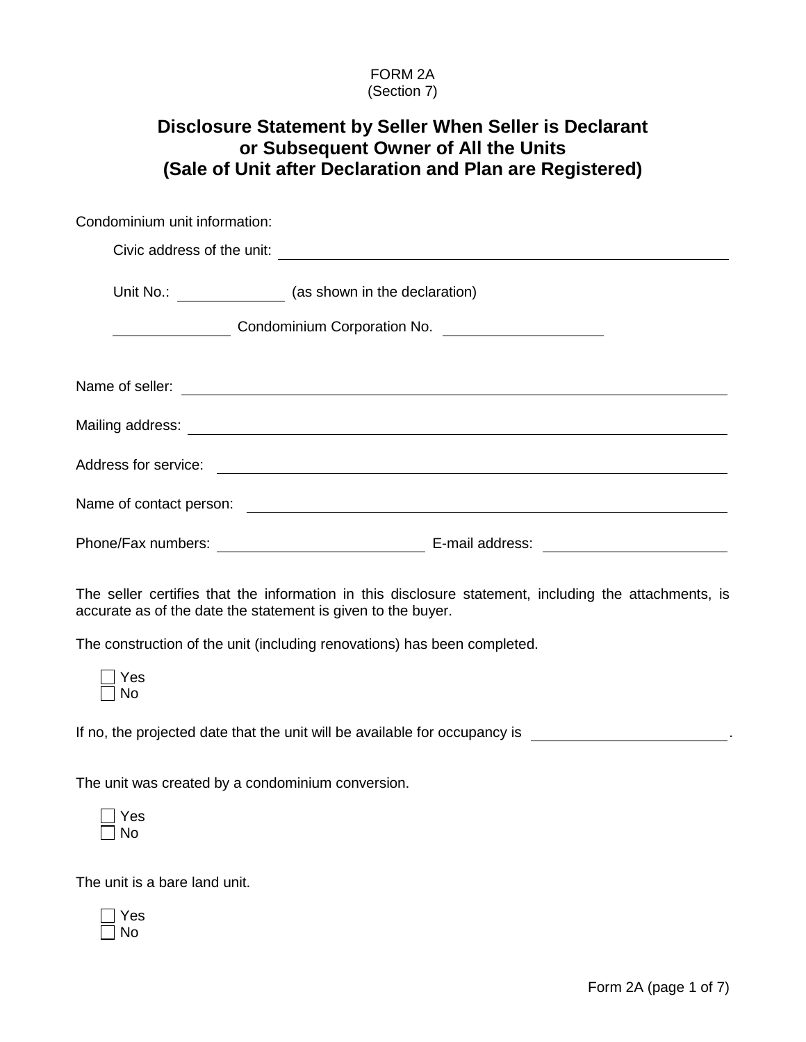FORM 2A
(Section 7)

# Disclosure Statement by Seller When Seller is Declarant or Subsequent Owner of All the Units (Sale of Unit after Declaration and Plan are Registered)

Condominium unit information:

Civic address of the unit: ______________________________

Unit No.: ____________ (as shown in the declaration)

____________ Condominium Corporation No. ____________

Name of seller: ______________________________

Mailing address: ______________________________

Address for service: ______________________________

Name of contact person: ______________________________

Phone/Fax numbers: ____________ E-mail address: ____________

The seller certifies that the information in this disclosure statement, including the attachments, is accurate as of the date the statement is given to the buyer.

The construction of the unit (including renovations) has been completed.

- ☐ Yes
- ☐ No

If no, the projected date that the unit will be available for occupancy is ____________.

The unit was created by a condominium conversion.

- ☐ Yes
- ☐ No

The unit is a bare land unit.

- ☐ Yes
- ☐ No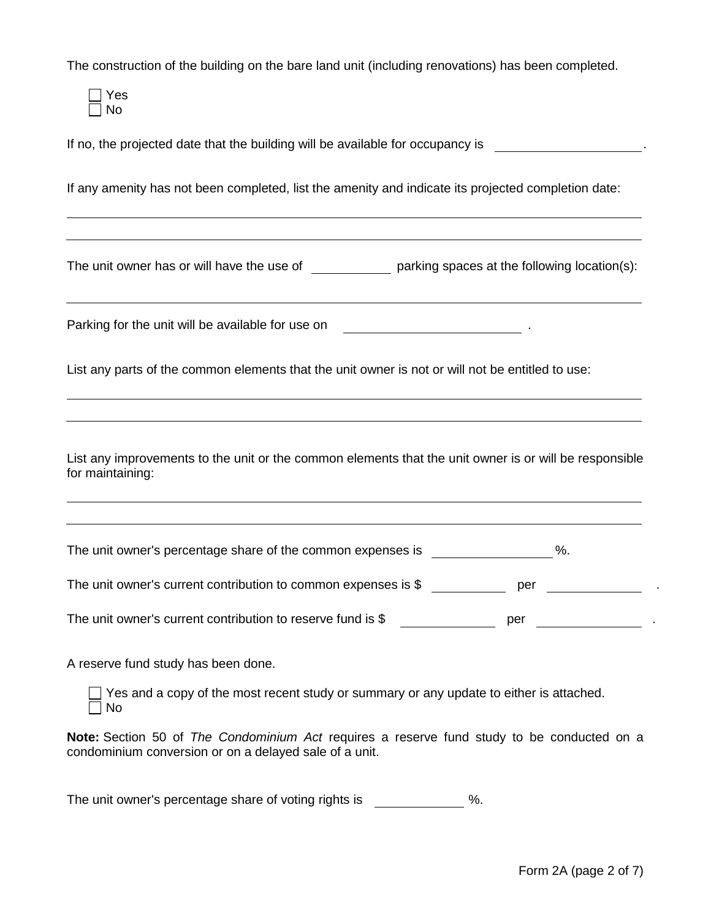The construction of the building on the bare land unit (including renovations) has been completed.

- ☐ Yes
- ☐ No

If no, the projected date that the building will be available for occupancy is ____________________.

If any amenity has not been completed, list the amenity and indicate its projected completion date:

________________________________________________________________________________

________________________________________________________________________________

The unit owner has or will have the use of ___________ parking spaces at the following location(s):

________________________________________________________________________________

Parking for the unit will be available for use on ________________________ .

List any parts of the common elements that the unit owner is not or will not be entitled to use:

________________________________________________________________________________

________________________________________________________________________________

List any improvements to the unit or the common elements that the unit owner is or will be responsible for maintaining:

________________________________________________________________________________

________________________________________________________________________________

The unit owner's percentage share of the common expenses is ________________%.

The unit owner's current contribution to common expenses is $ ___________ per _____________ .

The unit owner's current contribution to reserve fund is $ _____________ per ______________ .

A reserve fund study has been done.

- ☐ Yes and a copy of the most recent study or summary or any update to either is attached.
- ☐ No

**Note:** Section 50 of *The Condominium Act* requires a reserve fund study to be conducted on a condominium conversion or on a delayed sale of a unit.

The unit owner's percentage share of voting rights is _____________ %.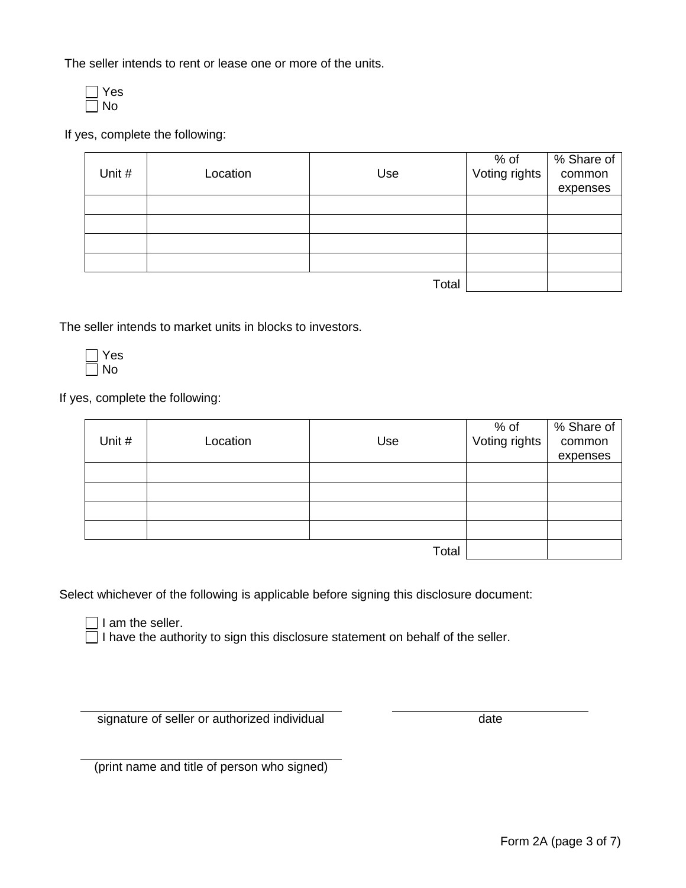The seller intends to rent or lease one or more of the units.

- [ ] Yes
- [ ] No

If yes, complete the following:

| Unit # | Location | Use | % of Voting rights | % Share of common expenses |
|---|---|---|---|---|
| | | | | |
| | | | | |
| | | | | |
| | | | | |
| | | Total | | |

The seller intends to market units in blocks to investors.

- [ ] Yes
- [ ] No

If yes, complete the following:

| Unit # | Location | Use | % of Voting rights | % Share of common expenses |
|---|---|---|---|---|
| | | | | |
| | | | | |
| | | | | |
| | | | | |
| | | Total | | |

Select whichever of the following is applicable before signing this disclosure document:

- [ ] I am the seller.
- [ ] I have the authority to sign this disclosure statement on behalf of the seller.

\_\_\_\_\_\_\_\_\_\_\_\_\_\_\_\_\_\_\_\_\_\_\_\_\_\_\_\_\_\_\_\_\_\_\_\_\_\_\_\_
signature of seller or authorized individual

\_\_\_\_\_\_\_\_\_\_\_\_\_\_\_\_\_\_\_\_\_\_\_\_\_\_\_\_\_\_
date

\_\_\_\_\_\_\_\_\_\_\_\_\_\_\_\_\_\_\_\_\_\_\_\_\_\_\_\_\_\_\_\_\_\_\_\_\_\_\_\_
(print name and title of person who signed)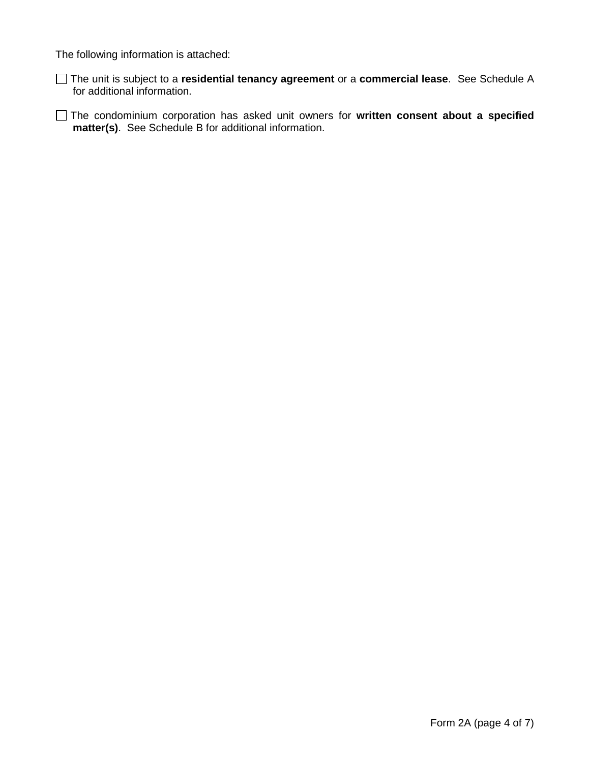The following information is attached:

☐ The unit is subject to a **residential tenancy agreement** or a **commercial lease**. See Schedule A for additional information.

☐ The condominium corporation has asked unit owners for **written consent about a specified matter(s)**. See Schedule B for additional information.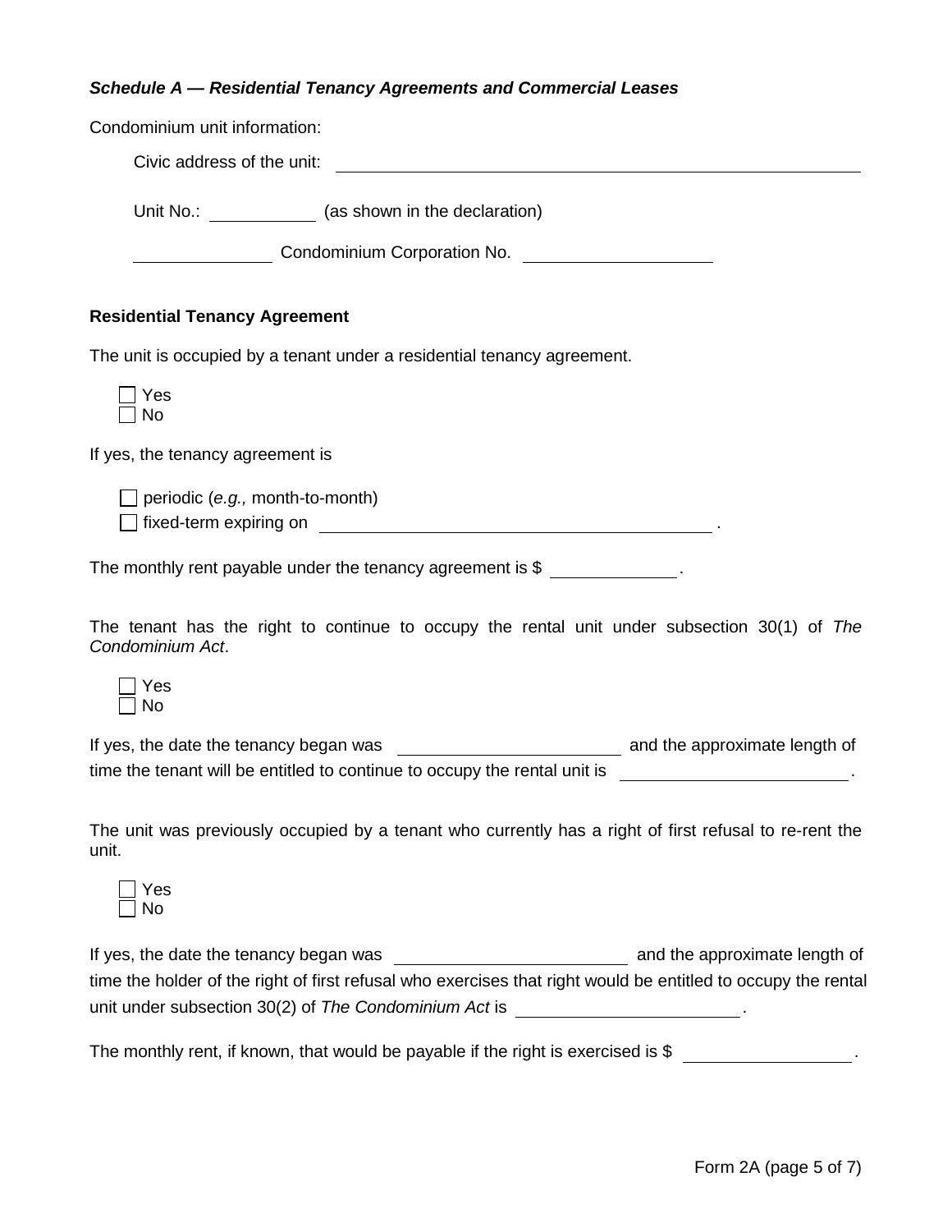***Schedule A — Residential Tenancy Agreements and Commercial Leases***

Condominium unit information:

Civic address of the unit: ______________________________

Unit No.: __________ (as shown in the declaration)

______________ Condominium Corporation No. __________________

**Residential Tenancy Agreement**

The unit is occupied by a tenant under a residential tenancy agreement.

- [ ] Yes
- [ ] No

If yes, the tenancy agreement is

- [ ] periodic (*e.g.,* month-to-month)
- [ ] fixed-term expiring on ______________________________ .

The monthly rent payable under the tenancy agreement is $ ____________ .

The tenant has the right to continue to occupy the rental unit under subsection 30(1) of *The Condominium Act*.

- [ ] Yes
- [ ] No

If yes, the date the tenancy began was ____________________ and the approximate length of time the tenant will be entitled to continue to occupy the rental unit is ____________________ .

The unit was previously occupied by a tenant who currently has a right of first refusal to re-rent the unit.

- [ ] Yes
- [ ] No

If yes, the date the tenancy began was ____________________ and the approximate length of time the holder of the right of first refusal who exercises that right would be entitled to occupy the rental unit under subsection 30(2) of *The Condominium Act* is ____________________ .

The monthly rent, if known, that would be payable if the right is exercised is $ ________________ .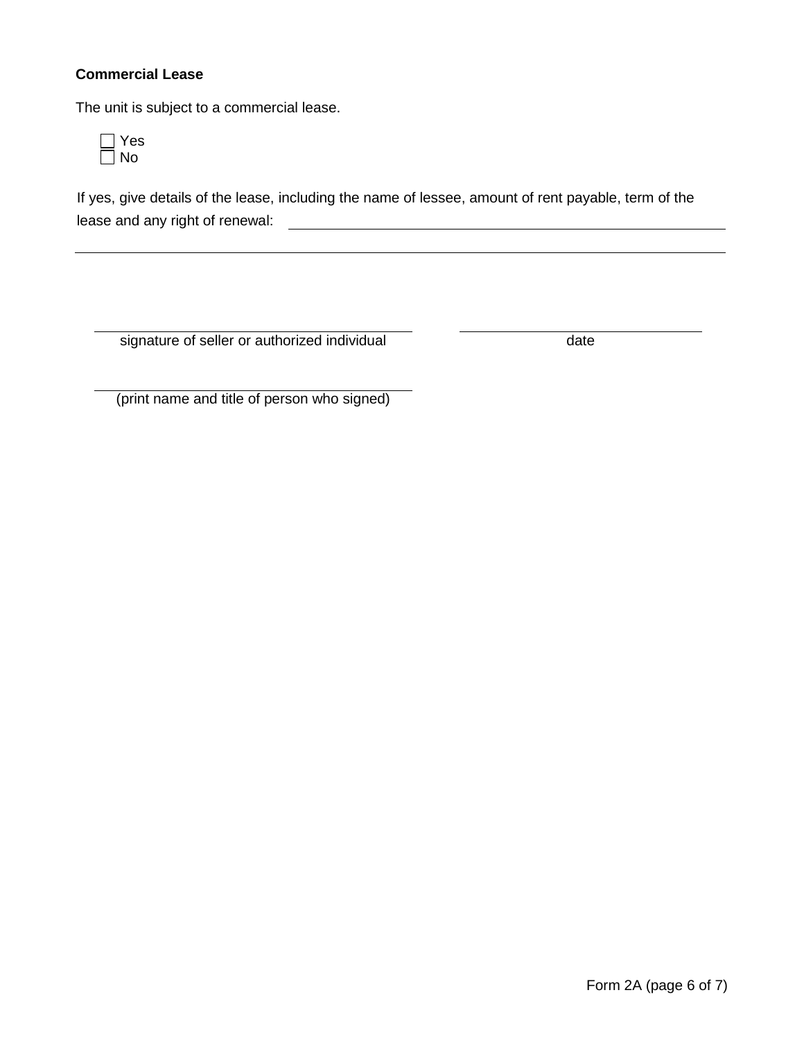**Commercial Lease**

The unit is subject to a commercial lease.

☐ Yes
☐ No

If yes, give details of the lease, including the name of lessee, amount of rent payable, term of the lease and any right of renewal: ______________________________

______________________________________________________________

______________________________ signature of seller or authorized individual

______________________________ date

______________________________ (print name and title of person who signed)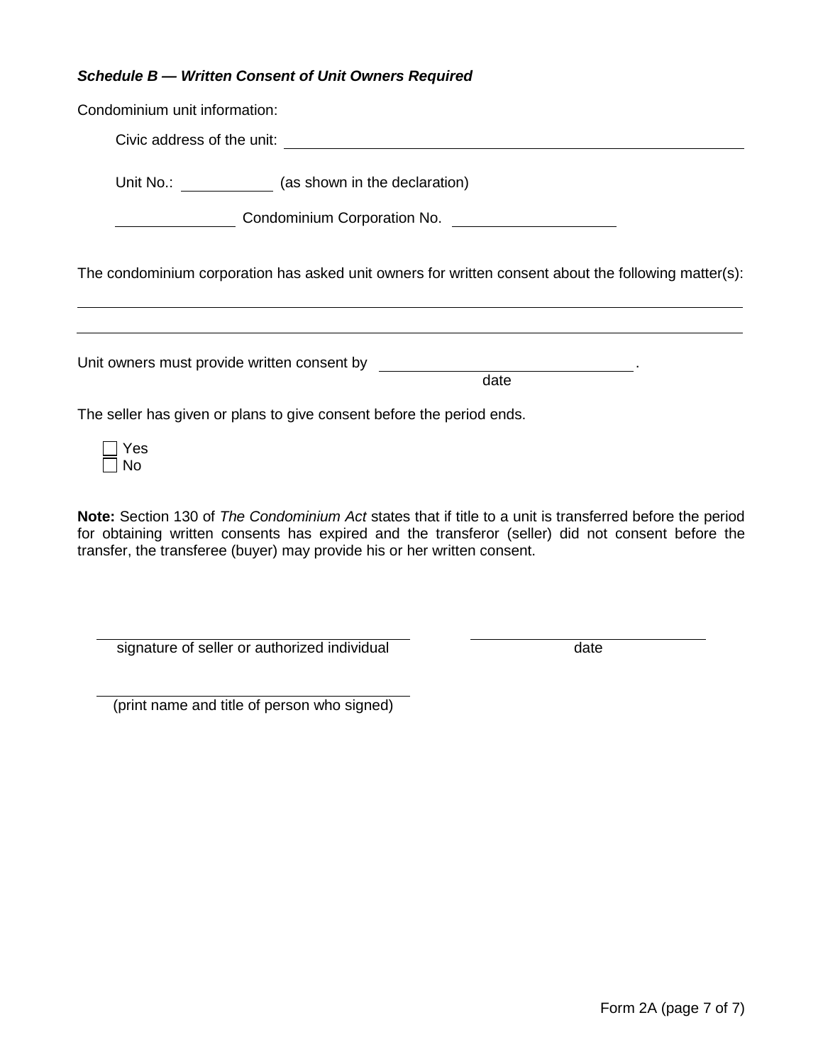***Schedule B — Written Consent of Unit Owners Required***

Condominium unit information:

Civic address of the unit: ______________________________________________

Unit No.: __________ (as shown in the declaration)

______________ Condominium Corporation No. ________________

The condominium corporation has asked unit owners for written consent about the following matter(s):

______________________________________________________________________________

______________________________________________________________________________

Unit owners must provide written consent by ____________________________.
date

The seller has given or plans to give consent before the period ends.

- ☐ Yes
- ☐ No

**Note:** Section 130 of *The Condominium Act* states that if title to a unit is transferred before the period for obtaining written consents has expired and the transferor (seller) did not consent before the transfer, the transferee (buyer) may provide his or her written consent.

______________________________________ ______________________________
signature of seller or authorized individual date

______________________________________
(print name and title of person who signed)